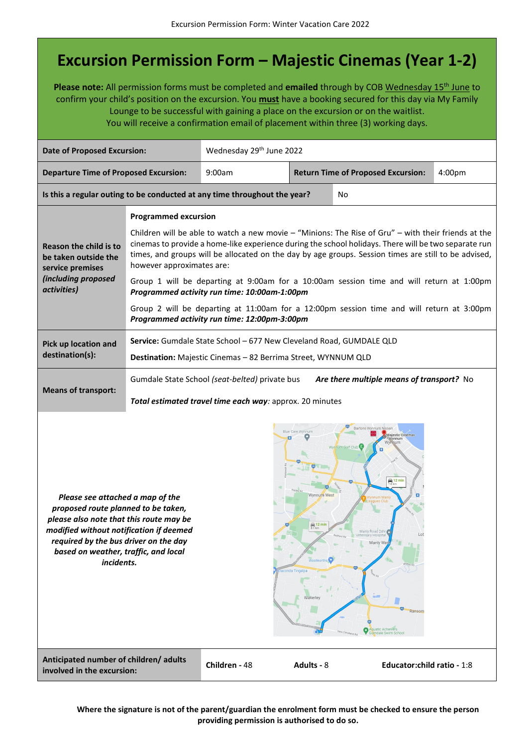# Excursion Permission Form – Majestic Cinemas (Year 1-2)

**Please note:** All permission forms must be completed and **emailed** through by COB Wednesday 15th June to confirm your child's position on the excursion. You **must** have a booking secured for this day via My Family Lounge to be successful with gaining a place on the excursion or on the waitlist. You will receive a confirmation email of placement within three (3) working days.

| **Date of Proposed Excursion:** | Wednesday 29th June 2022 | | |
|---|---|---|---|
| **Departure Time of Proposed Excursion:** | 9:00am | **Return Time of Proposed Excursion:** | 4:00pm |
| **Is this a regular outing to be conducted at any time throughout the year?** | No | | |

| | |
|---|---|
| **Reason the child is to be taken outside the service premises *(including proposed activities)*** | **Programmed excursion**<br><br>Children will be able to watch a new movie – "Minions: The Rise of Gru" – with their friends at the cinemas to provide a home-like experience during the school holidays. There will be two separate run times, and groups will be allocated on the day by age groups. Session times are still to be advised, however approximates are:<br><br>Group 1 will be departing at 9:00am for a 10:00am session time and will return at 1:00pm ***Programmed activity run time: 10:00am-1:00pm***<br><br>Group 2 will be departing at 11:00am for a 12:00pm session time and will return at 3:00pm ***Programmed activity run time: 12:00pm-3:00pm*** |
| **Pick up location and destination(s):** | **Service:** Gumdale State School – 677 New Cleveland Road, GUMDALE QLD<br><br>**Destination:** Majestic Cinemas – 82 Berrima Street, WYNNUM QLD |
| **Means of transport:** | Gumdale State School *(seat-belted)* private bus ***Are there multiple means of transport?*** No<br><br>***Total estimated travel time each way**:* approx. 20 minutes |

***Please see attached a map of the proposed route planned to be taken, please also note that this route may be modified without notification if deemed required by the bus driver on the day based on weather, traffic, and local incidents.***

| **Anticipated number of children/ adults involved in the excursion:** | **Children -** 48 | **Adults -** 8 | **Educator:child ratio -** 1:8 |
|---|---|---|---|

**Where the signature is not of the parent/guardian the enrolment form must be checked to ensure the person providing permission is authorised to do so.**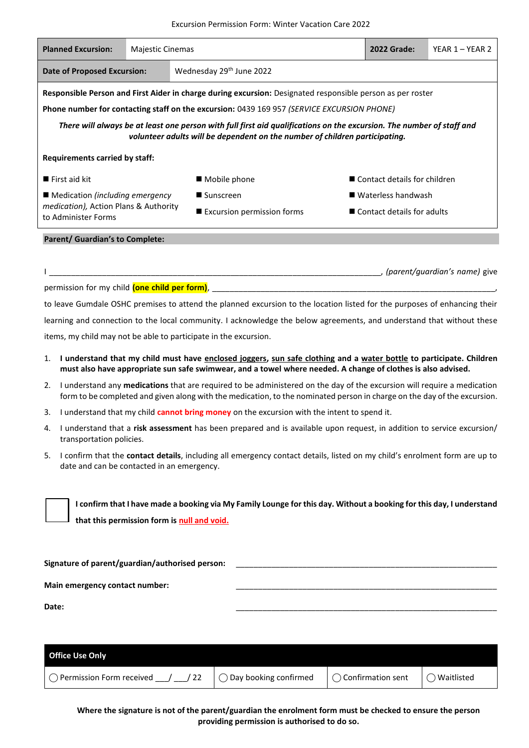Excursion Permission Form: Winter Vacation Care 2022

| | | | |
|---|---|---|---|
| **Planned Excursion:** | Majestic Cinemas | **2022 Grade:** | YEAR 1 – YEAR 2 |
| **Date of Proposed Excursion:** | Wednesday 29th June 2022 | | |

**Responsible Person and First Aider in charge during excursion:** Designated responsible person as per roster

**Phone number for contacting staff on the excursion:** 0439 169 957 *(SERVICE EXCURSION PHONE)*

***There will always be at least one person with full first aid qualifications on the excursion. The number of staff and volunteer adults will be dependent on the number of children participating.***

**Requirements carried by staff:**

- First aid kit
- Medication *(including emergency medication),* Action Plans & Authority to Administer Forms
- Mobile phone
- Sunscreen
- Excursion permission forms
- Contact details for children
- Waterless handwash
- Contact details for adults

**Parent/ Guardian's to Complete:**

I ______________________________________________________________________________, *(parent/guardian's name)* give permission for my child **(one child per form)**, ____________________________________________________________________, to leave Gumdale OSHC premises to attend the planned excursion to the location listed for the purposes of enhancing their learning and connection to the local community. I acknowledge the below agreements, and understand that without these items, my child may not be able to participate in the excursion.

1. **I understand that my child must have enclosed joggers, sun safe clothing and a water bottle to participate. Children must also have appropriate sun safe swimwear, and a towel where needed. A change of clothes is also advised.**
2. I understand any **medications** that are required to be administered on the day of the excursion will require a medication form to be completed and given along with the medication, to the nominated person in charge on the day of the excursion.
3. I understand that my child **cannot bring money** on the excursion with the intent to spend it.
4. I understand that a **risk assessment** has been prepared and is available upon request, in addition to service excursion/ transportation policies.
5. I confirm that the **contact details**, including all emergency contact details, listed on my child's enrolment form are up to date and can be contacted in an emergency.

☐ **I confirm that I have made a booking via My Family Lounge for this day. Without a booking for this day, I understand that this permission form is null and void.**

**Signature of parent/guardian/authorised person:** ______________________________________________

**Main emergency contact number:** ______________________________________________

**Date:** ______________________________________________

| **Office Use Only** | | | |
|---|---|---|---|
| ◯ Permission Form received ___/ ___/ 22 | ◯ Day booking confirmed | ◯ Confirmation sent | ◯ Waitlisted |

**Where the signature is not of the parent/guardian the enrolment form must be checked to ensure the person providing permission is authorised to do so.**